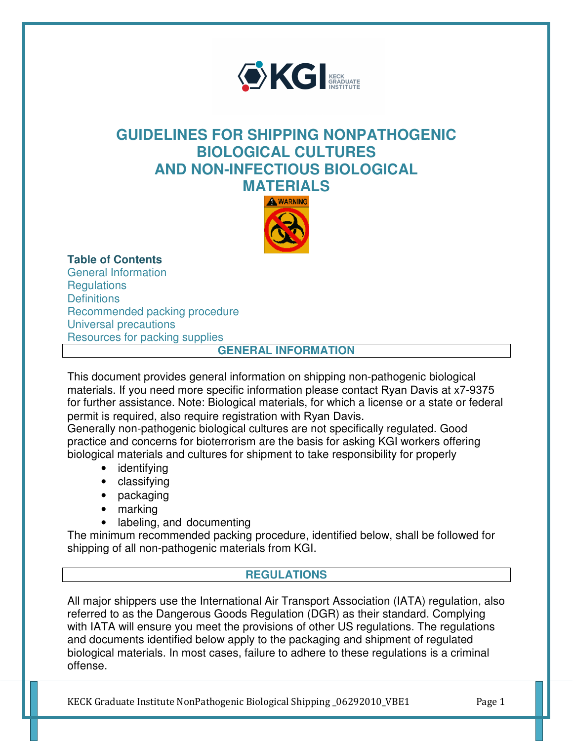# GUIDELINES FOR SHIPPING NONPATHOGENIC BIOLOGICAL CULTURES AND NON-INFECTIOUS BIOLOGICAL MATERIALS

**Table of Contents**

General Information
Regulations
Definitions
Recommended packing procedure
Universal precautions
Resources for packing supplies

## GENERAL INFORMATION

This document provides general information on shipping non-pathogenic biological materials. If you need more specific information please contact Ryan Davis at x7-9375 for further assistance. Note: Biological materials, for which a license or a state or federal permit is required, also require registration with Ryan Davis.

Generally non-pathogenic biological cultures are not specifically regulated. Good practice and concerns for bioterrorism are the basis for asking KGI workers offering biological materials and cultures for shipment to take responsibility for properly

- identifying
- classifying
- packaging
- marking
- labeling, and documenting

The minimum recommended packing procedure, identified below, shall be followed for shipping of all non-pathogenic materials from KGI.

## REGULATIONS

All major shippers use the International Air Transport Association (IATA) regulation, also referred to as the Dangerous Goods Regulation (DGR) as their standard. Complying with IATA will ensure you meet the provisions of other US regulations. The regulations and documents identified below apply to the packaging and shipment of regulated biological materials. In most cases, failure to adhere to these regulations is a criminal offense.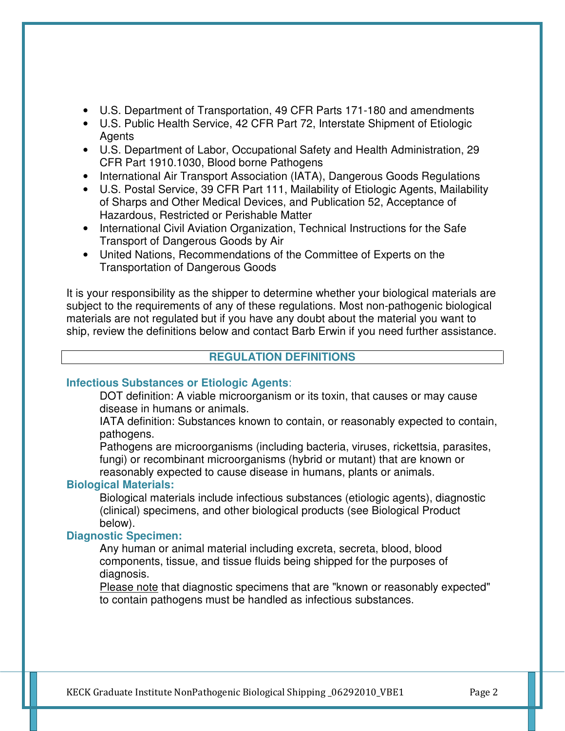- U.S. Department of Transportation, 49 CFR Parts 171-180 and amendments
- U.S. Public Health Service, 42 CFR Part 72, Interstate Shipment of Etiologic Agents
- U.S. Department of Labor, Occupational Safety and Health Administration, 29 CFR Part 1910.1030, Blood borne Pathogens
- International Air Transport Association (IATA), Dangerous Goods Regulations
- U.S. Postal Service, 39 CFR Part 111, Mailability of Etiologic Agents, Mailability of Sharps and Other Medical Devices, and Publication 52, Acceptance of Hazardous, Restricted or Perishable Matter
- International Civil Aviation Organization, Technical Instructions for the Safe Transport of Dangerous Goods by Air
- United Nations, Recommendations of the Committee of Experts on the Transportation of Dangerous Goods

It is your responsibility as the shipper to determine whether your biological materials are subject to the requirements of any of these regulations. Most non-pathogenic biological materials are not regulated but if you have any doubt about the material you want to ship, review the definitions below and contact Barb Erwin if you need further assistance.

## REGULATION DEFINITIONS

**Infectious Substances or Etiologic Agents**:

DOT definition: A viable microorganism or its toxin, that causes or may cause disease in humans or animals.

IATA definition: Substances known to contain, or reasonably expected to contain, pathogens.

Pathogens are microorganisms (including bacteria, viruses, rickettsia, parasites, fungi) or recombinant microorganisms (hybrid or mutant) that are known or reasonably expected to cause disease in humans, plants or animals.

**Biological Materials:**

Biological materials include infectious substances (etiologic agents), diagnostic (clinical) specimens, and other biological products (see Biological Product below).

**Diagnostic Specimen:**

Any human or animal material including excreta, secreta, blood, blood components, tissue, and tissue fluids being shipped for the purposes of diagnosis.

Please note that diagnostic specimens that are "known or reasonably expected" to contain pathogens must be handled as infectious substances.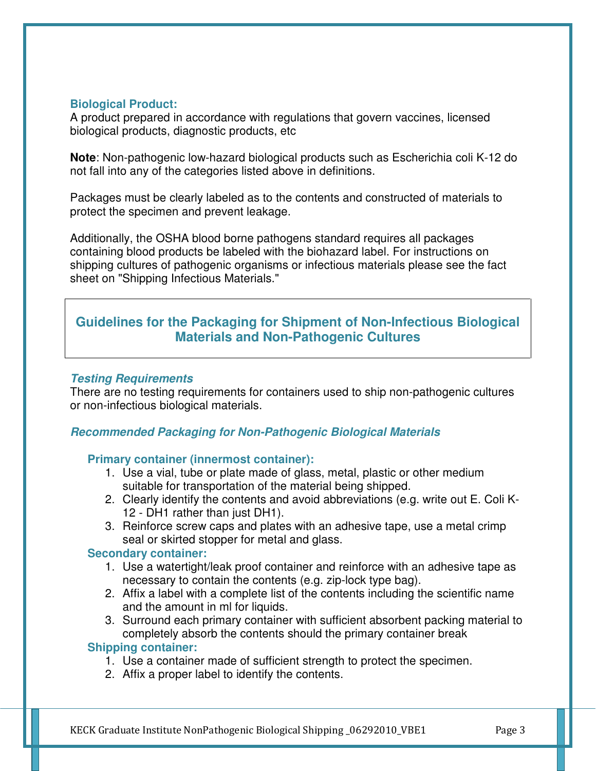**Biological Product:**
A product prepared in accordance with regulations that govern vaccines, licensed biological products, diagnostic products, etc

**Note**: Non-pathogenic low-hazard biological products such as Escherichia coli K-12 do not fall into any of the categories listed above in definitions.

Packages must be clearly labeled as to the contents and constructed of materials to protect the specimen and prevent leakage.

Additionally, the OSHA blood borne pathogens standard requires all packages containing blood products be labeled with the biohazard label. For instructions on shipping cultures of pathogenic organisms or infectious materials please see the fact sheet on "Shipping Infectious Materials."

## Guidelines for the Packaging for Shipment of Non-Infectious Biological Materials and Non-Pathogenic Cultures

### *Testing Requirements*

There are no testing requirements for containers used to ship non-pathogenic cultures or non-infectious biological materials.

### *Recommended Packaging for Non-Pathogenic Biological Materials*

**Primary container (innermost container):**

1. Use a vial, tube or plate made of glass, metal, plastic or other medium suitable for transportation of the material being shipped.
2. Clearly identify the contents and avoid abbreviations (e.g. write out E. Coli K-12 - DH1 rather than just DH1).
3. Reinforce screw caps and plates with an adhesive tape, use a metal crimp seal or skirted stopper for metal and glass.

**Secondary container:**

1. Use a watertight/leak proof container and reinforce with an adhesive tape as necessary to contain the contents (e.g. zip-lock type bag).
2. Affix a label with a complete list of the contents including the scientific name and the amount in ml for liquids.
3. Surround each primary container with sufficient absorbent packing material to completely absorb the contents should the primary container break

**Shipping container:**

1. Use a container made of sufficient strength to protect the specimen.
2. Affix a proper label to identify the contents.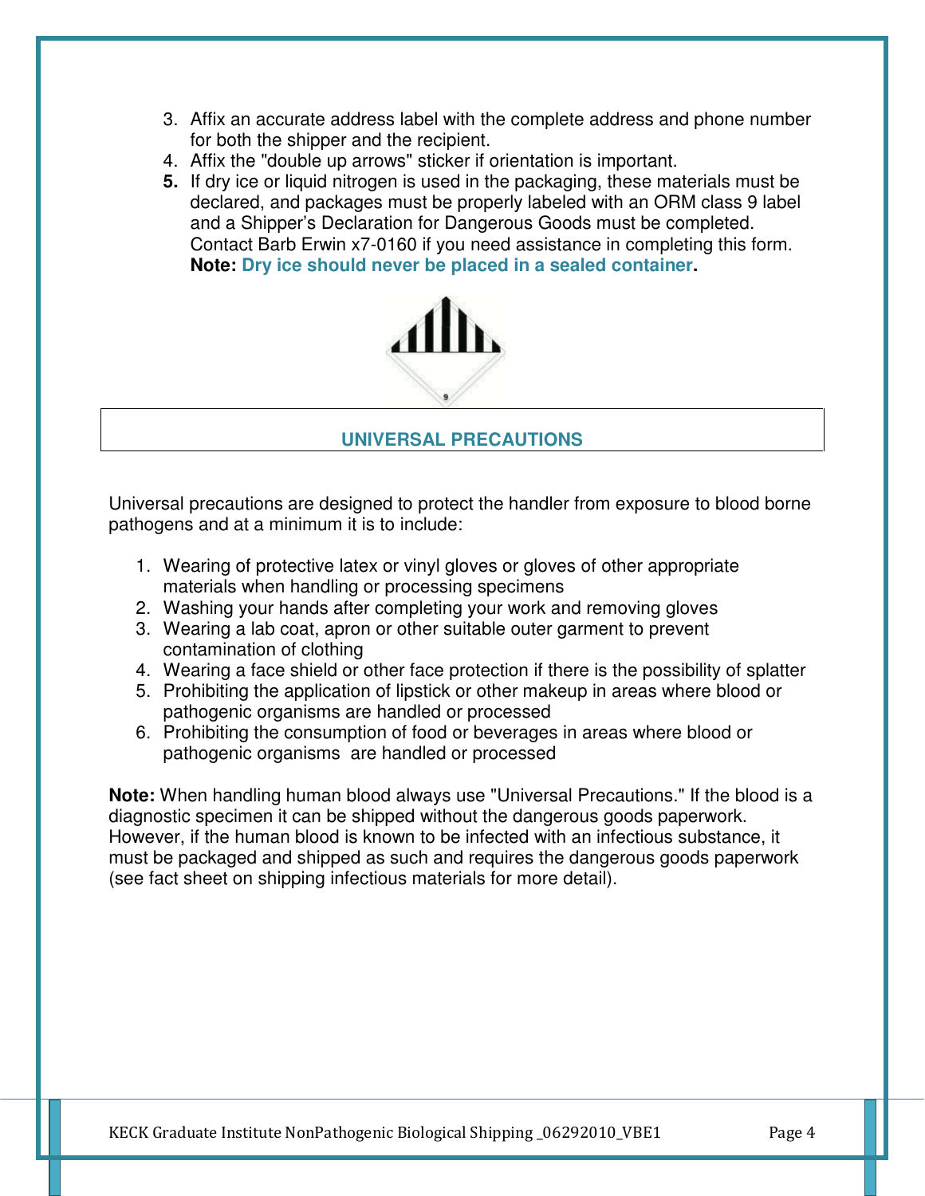3. Affix an accurate address label with the complete address and phone number for both the shipper and the recipient.
4. Affix the "double up arrows" sticker if orientation is important.
5. If dry ice or liquid nitrogen is used in the packaging, these materials must be declared, and packages must be properly labeled with an ORM class 9 label and a Shipper's Declaration for Dangerous Goods must be completed. Contact Barb Erwin x7-0160 if you need assistance in completing this form. **Note: Dry ice should never be placed in a sealed container.**

## UNIVERSAL PRECAUTIONS

Universal precautions are designed to protect the handler from exposure to blood borne pathogens and at a minimum it is to include:

1. Wearing of protective latex or vinyl gloves or gloves of other appropriate materials when handling or processing specimens
2. Washing your hands after completing your work and removing gloves
3. Wearing a lab coat, apron or other suitable outer garment to prevent contamination of clothing
4. Wearing a face shield or other face protection if there is the possibility of splatter
5. Prohibiting the application of lipstick or other makeup in areas where blood or pathogenic organisms are handled or processed
6. Prohibiting the consumption of food or beverages in areas where blood or pathogenic organisms are handled or processed

**Note:** When handling human blood always use "Universal Precautions." If the blood is a diagnostic specimen it can be shipped without the dangerous goods paperwork. However, if the human blood is known to be infected with an infectious substance, it must be packaged and shipped as such and requires the dangerous goods paperwork (see fact sheet on shipping infectious materials for more detail).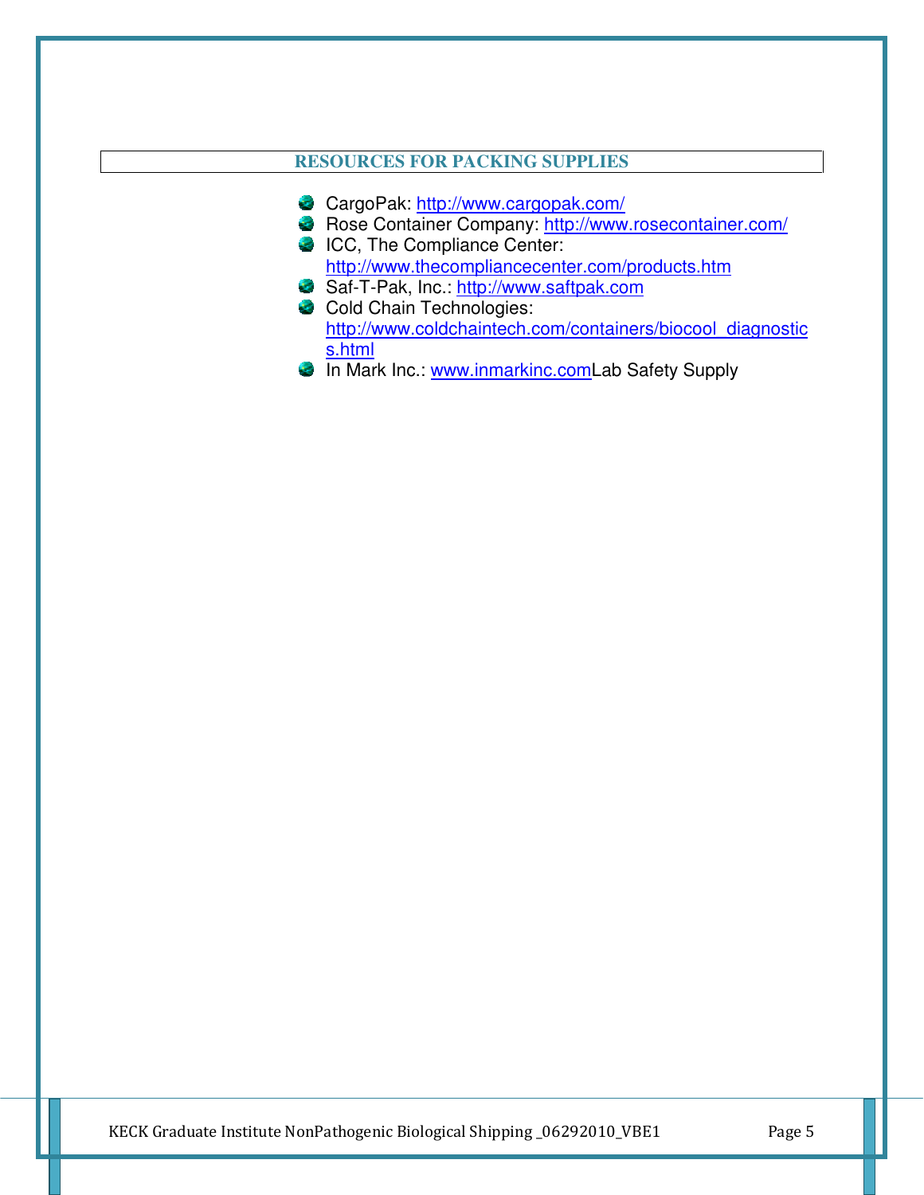## RESOURCES FOR PACKING SUPPLIES

- CargoPak: http://www.cargopak.com/
- Rose Container Company: http://www.rosecontainer.com/
- ICC, The Compliance Center: http://www.thecompliancecenter.com/products.htm
- Saf-T-Pak, Inc.: http://www.saftpak.com
- Cold Chain Technologies: http://www.coldchaintech.com/containers/biocool_diagnostics.html
- In Mark Inc.: www.inmarkinc.comLab Safety Supply